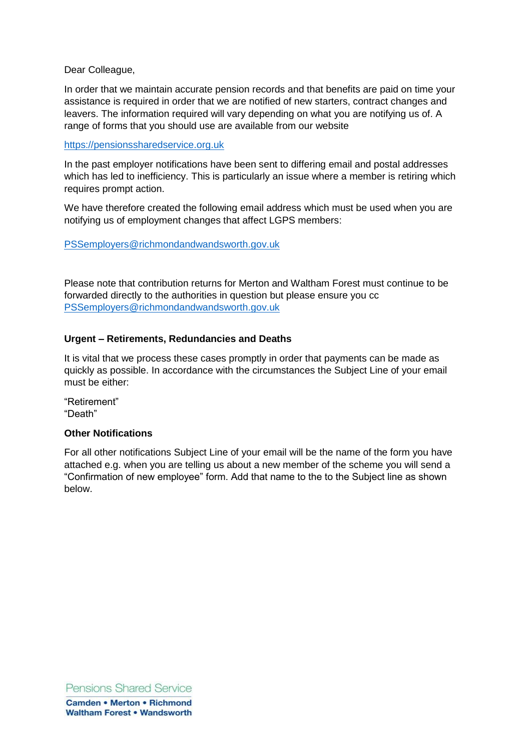Dear Colleague,

In order that we maintain accurate pension records and that benefits are paid on time your assistance is required in order that we are notified of new starters, contract changes and leavers. The information required will vary depending on what you are notifying us of. A range of forms that you should use are available from our website

https://pensionssharedservice.org.uk

In the past employer notifications have been sent to differing email and postal addresses which has led to inefficiency. This is particularly an issue where a member is retiring which requires prompt action.

We have therefore created the following email address which must be used when you are notifying us of employment changes that affect LGPS members:

PSSemployers@richmondandwandsworth.gov.uk

Please note that contribution returns for Merton and Waltham Forest must continue to be forwarded directly to the authorities in question but please ensure you cc PSSemployers@richmondandwandsworth.gov.uk

**Urgent – Retirements, Redundancies and Deaths**

It is vital that we process these cases promptly in order that payments can be made as quickly as possible. In accordance with the circumstances the Subject Line of your email must be either:

"Retirement"
"Death"

**Other Notifications**

For all other notifications Subject Line of your email will be the name of the form you have attached e.g. when you are telling us about a new member of the scheme you will send a "Confirmation of new employee" form. Add that name to the to the Subject line as shown below.

Pensions Shared Service

**Camden • Merton • Richmond**
**Waltham Forest • Wandsworth**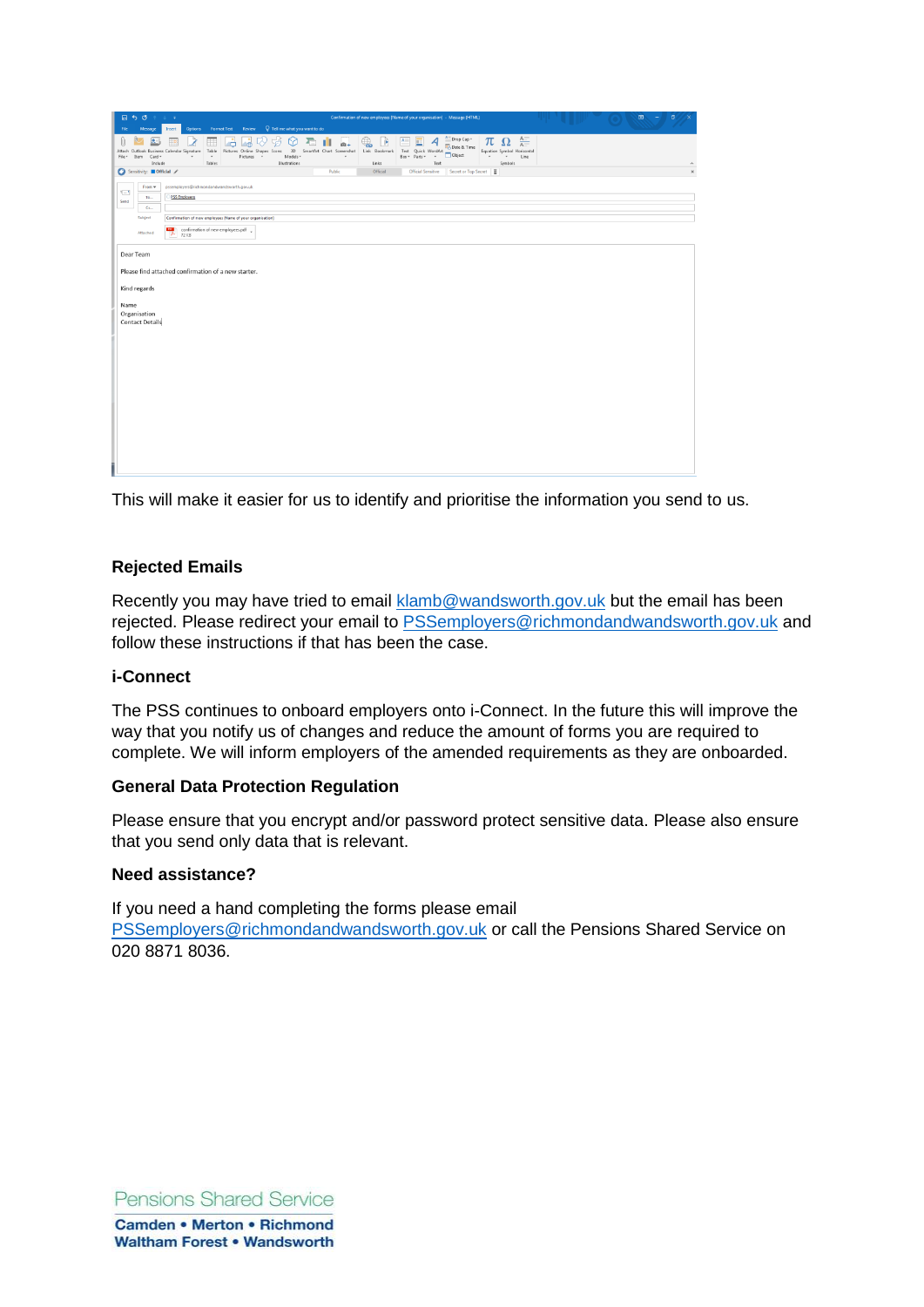This will make it easier for us to identify and prioritise the information you send to us.

### Rejected Emails

Recently you may have tried to email klamb@wandsworth.gov.uk but the email has been rejected. Please redirect your email to PSSemployers@richmondandwandsworth.gov.uk and follow these instructions if that has been the case.

### i-Connect

The PSS continues to onboard employers onto i-Connect. In the future this will improve the way that you notify us of changes and reduce the amount of forms you are required to complete. We will inform employers of the amended requirements as they are onboarded.

### General Data Protection Regulation

Please ensure that you encrypt and/or password protect sensitive data. Please also ensure that you send only data that is relevant.

### Need assistance?

If you need a hand completing the forms please email PSSemployers@richmondandwandsworth.gov.uk or call the Pensions Shared Service on 020 8871 8036.